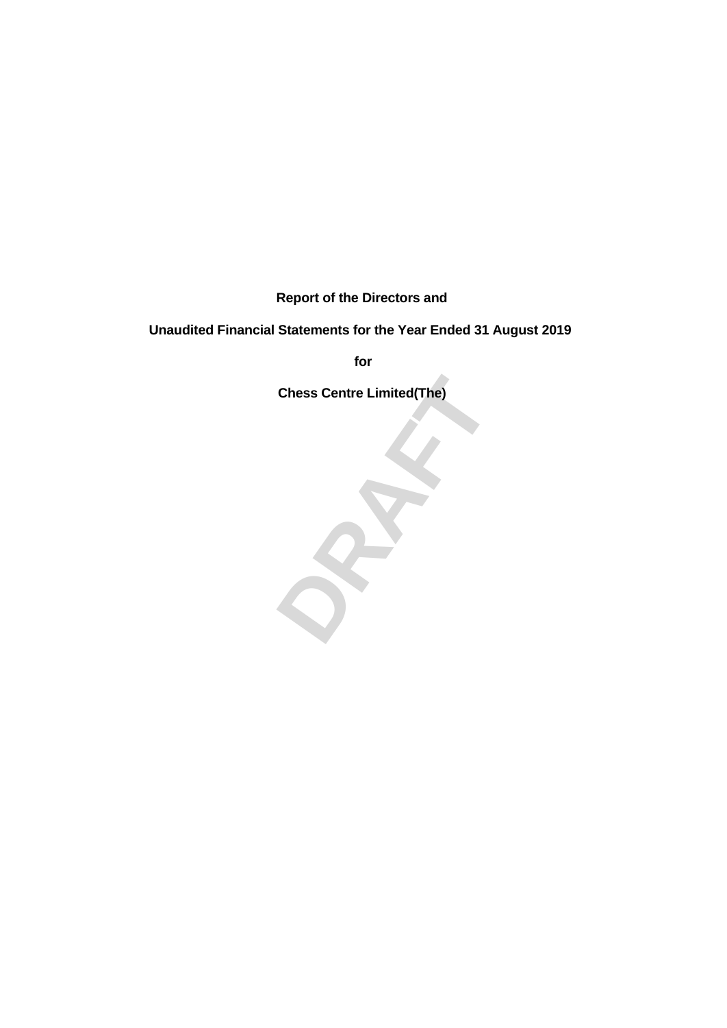**Report of the Directors and**

**Unaudited Financial Statements for the Year Ended 31 August 2019**

**for**

**Chess Centre Limited(The)**

DRAFT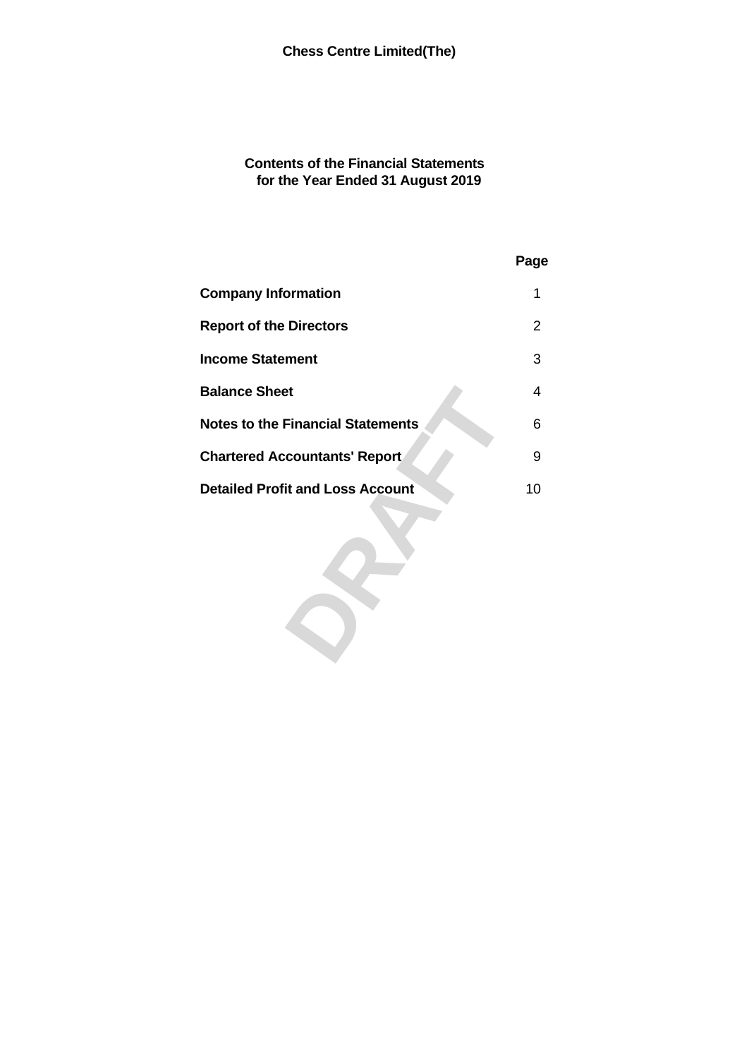# Chess Centre Limited(The)

## Contents of the Financial Statements
## for the Year Ended 31 August 2019

| | Page |
|---|---|
| **Company Information** | 1 |
| **Report of the Directors** | 2 |
| **Income Statement** | 3 |
| **Balance Sheet** | 4 |
| **Notes to the Financial Statements** | 6 |
| **Chartered Accountants' Report** | 9 |
| **Detailed Profit and Loss Account** | 10 |

DRAFT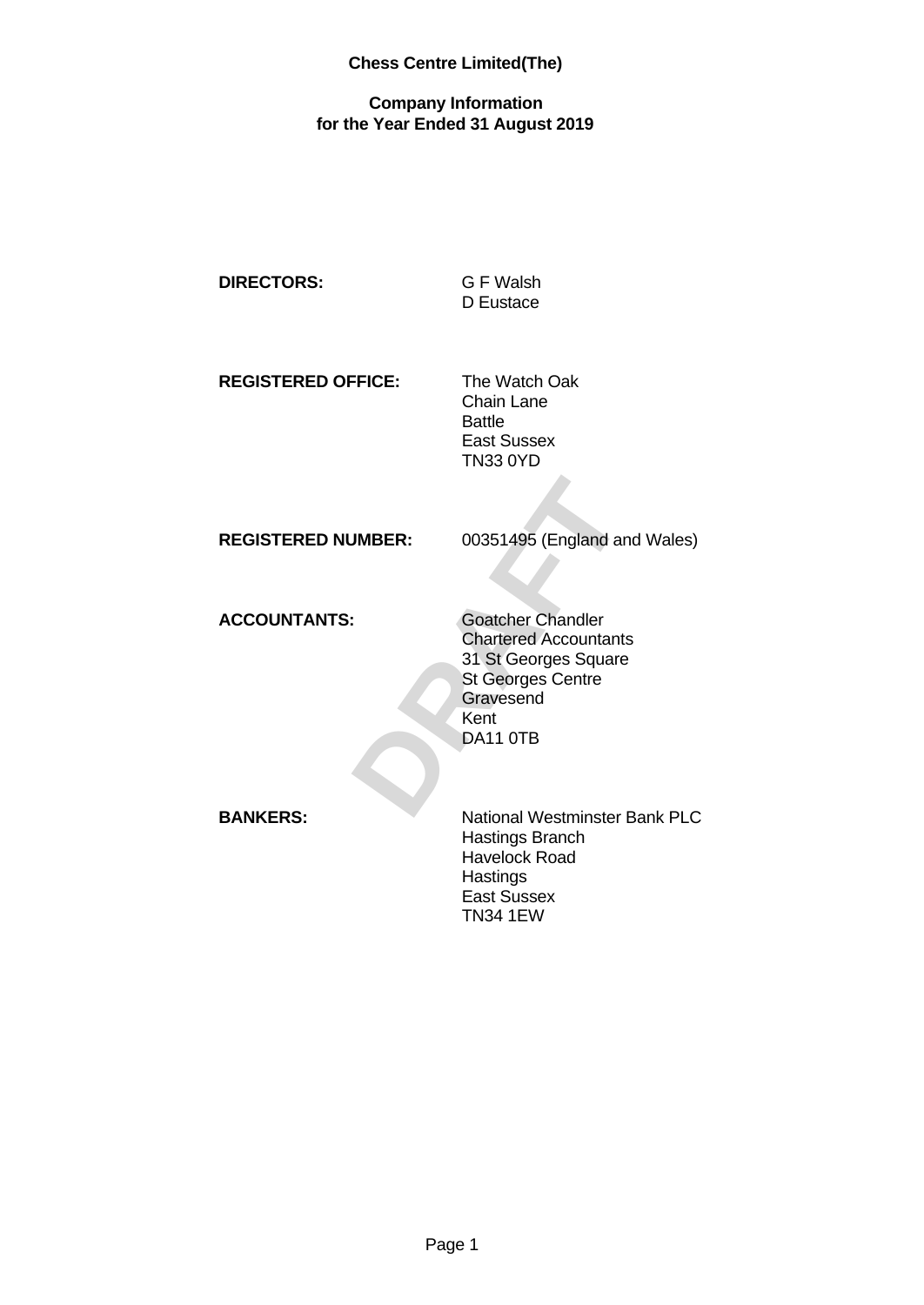# Chess Centre Limited(The)

## Company Information
## for the Year Ended 31 August 2019

**DIRECTORS:** G F Walsh
D Eustace

**REGISTERED OFFICE:** The Watch Oak
Chain Lane
Battle
East Sussex
TN33 0YD

**REGISTERED NUMBER:** 00351495 (England and Wales)

**ACCOUNTANTS:** Goatcher Chandler
Chartered Accountants
31 St Georges Square
St Georges Centre
Gravesend
Kent
DA11 0TB

**BANKERS:** National Westminster Bank PLC
Hastings Branch
Havelock Road
Hastings
East Sussex
TN34 1EW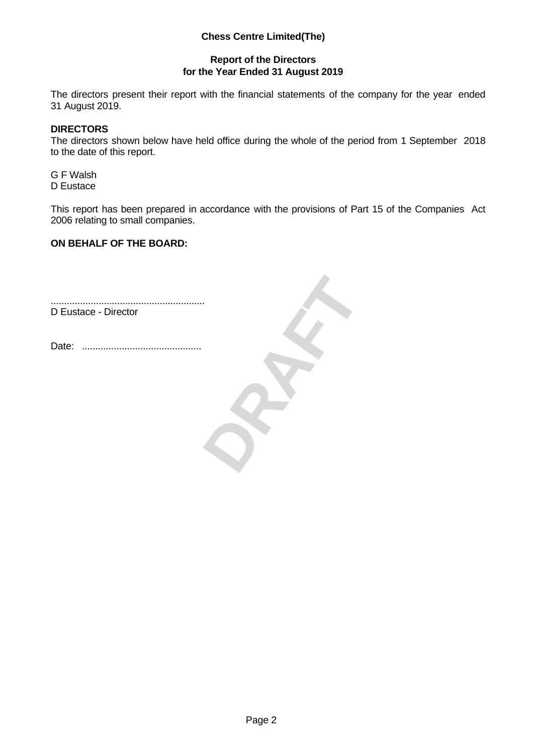# Chess Centre Limited(The)

## Report of the Directors for the Year Ended 31 August 2019

The directors present their report with the financial statements of the company for the year ended 31 August 2019.

**DIRECTORS**

The directors shown below have held office during the whole of the period from 1 September 2018 to the date of this report.

G F Walsh
D Eustace

This report has been prepared in accordance with the provisions of Part 15 of the Companies Act 2006 relating to small companies.

**ON BEHALF OF THE BOARD:**

........................................................
D Eustace - Director

Date: ............................................

DRAFT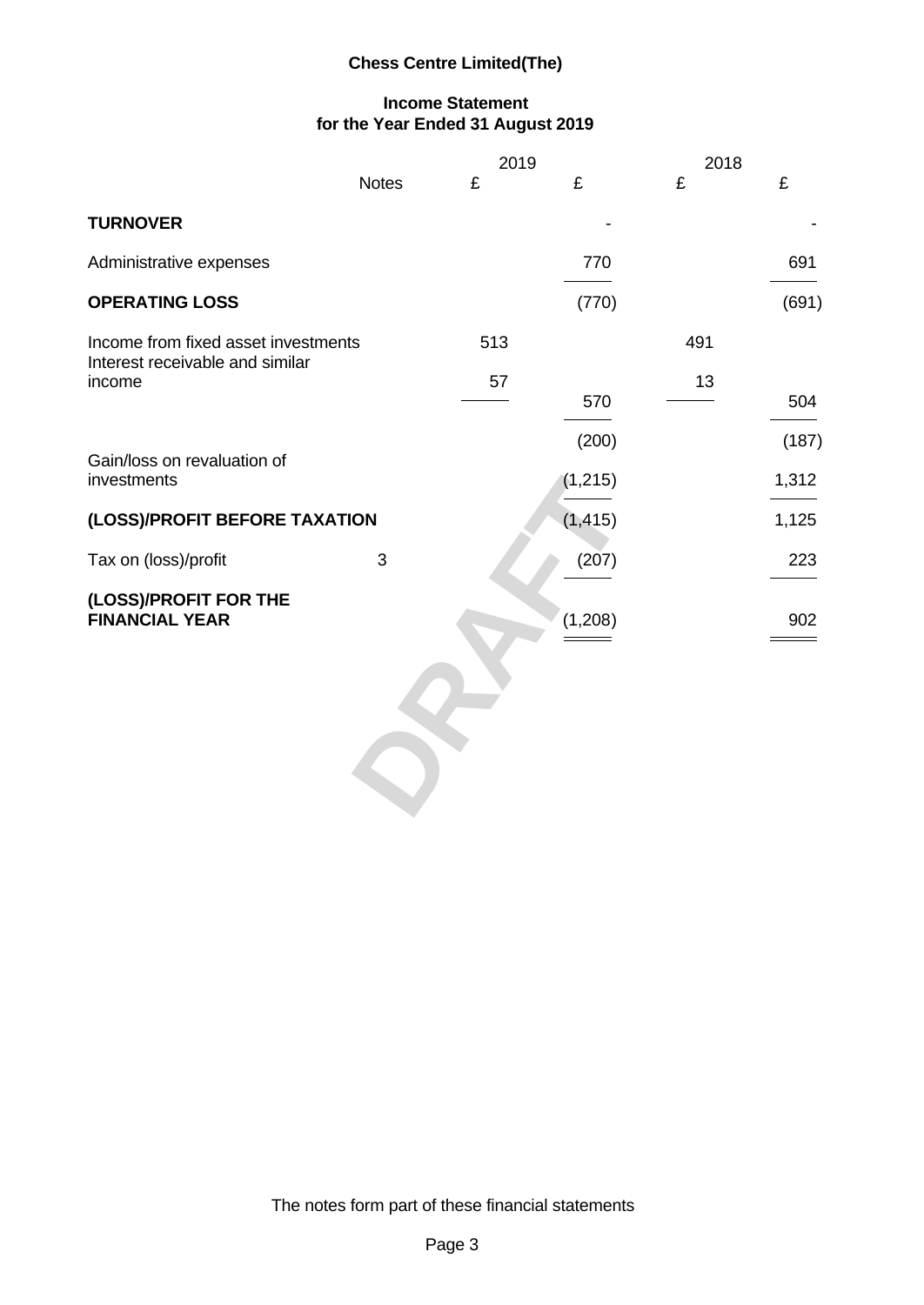# Chess Centre Limited(The)

## Income Statement
## for the Year Ended 31 August 2019

| | Notes | 2019 £ | 2019 £ | 2018 £ | 2018 £ |
|---|---|---|---|---|---|
| **TURNOVER** | | | - | | - |
| Administrative expenses | | | 770 | | 691 |
| **OPERATING LOSS** | | | (770) | | (691) |
| Income from fixed asset investments | | 513 | | 491 | |
| Interest receivable and similar income | | 57 | | 13 | |
| | | | 570 | | 504 |
| | | | (200) | | (187) |
| Gain/loss on revaluation of investments | | | (1,215) | | 1,312 |
| **(LOSS)/PROFIT BEFORE TAXATION** | | | (1,415) | | 1,125 |
| Tax on (loss)/profit | 3 | | (207) | | 223 |
| **(LOSS)/PROFIT FOR THE FINANCIAL YEAR** | | | (1,208) | | 902 |

DRAFT

The notes form part of these financial statements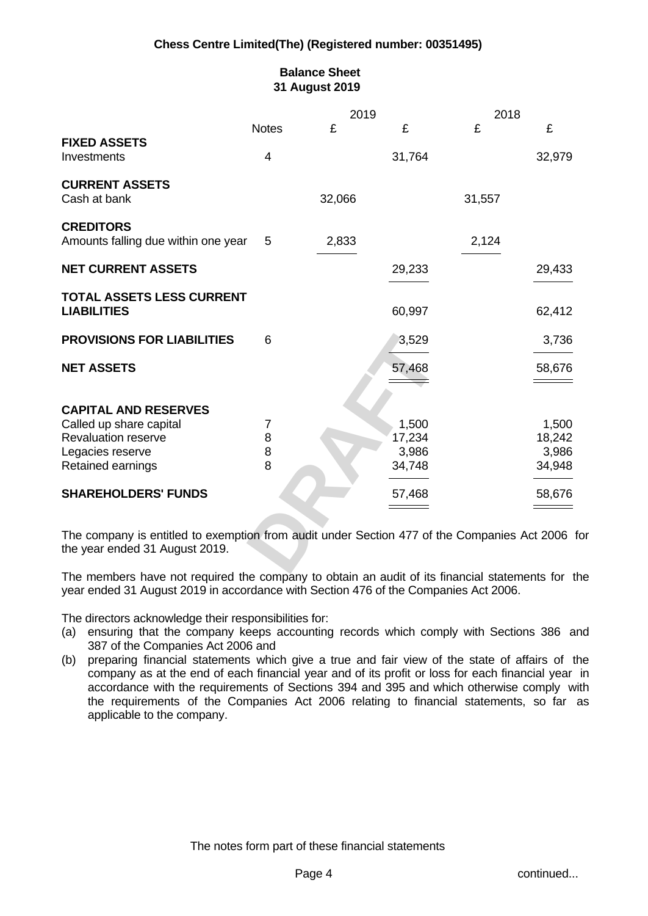**Chess Centre Limited(The) (Registered number: 00351495)**

# Balance Sheet
## 31 August 2019

| | Notes | 2019 £ | 2019 £ | 2018 £ | 2018 £ |
|---|---|---|---|---|---|
| **FIXED ASSETS** | | | | | |
| Investments | 4 | | 31,764 | | 32,979 |
| **CURRENT ASSETS** | | | | | |
| Cash at bank | | 32,066 | | 31,557 | |
| **CREDITORS** | | | | | |
| Amounts falling due within one year | 5 | 2,833 | | 2,124 | |
| **NET CURRENT ASSETS** | | | 29,233 | | 29,433 |
| **TOTAL ASSETS LESS CURRENT LIABILITIES** | | | 60,997 | | 62,412 |
| **PROVISIONS FOR LIABILITIES** | 6 | | 3,529 | | 3,736 |
| **NET ASSETS** | | | 57,468 | | 58,676 |
| **CAPITAL AND RESERVES** | | | | | |
| Called up share capital | 7 | | 1,500 | | 1,500 |
| Revaluation reserve | 8 | | 17,234 | | 18,242 |
| Legacies reserve | 8 | | 3,986 | | 3,986 |
| Retained earnings | 8 | | 34,748 | | 34,948 |
| **SHAREHOLDERS' FUNDS** | | | 57,468 | | 58,676 |

DRAFT

The company is entitled to exemption from audit under Section 477 of the Companies Act 2006 for the year ended 31 August 2019.

The members have not required the company to obtain an audit of its financial statements for the year ended 31 August 2019 in accordance with Section 476 of the Companies Act 2006.

The directors acknowledge their responsibilities for:

(a) ensuring that the company keeps accounting records which comply with Sections 386 and 387 of the Companies Act 2006 and

(b) preparing financial statements which give a true and fair view of the state of affairs of the company as at the end of each financial year and of its profit or loss for each financial year in accordance with the requirements of Sections 394 and 395 and which otherwise comply with the requirements of the Companies Act 2006 relating to financial statements, so far as applicable to the company.

The notes form part of these financial statements

continued...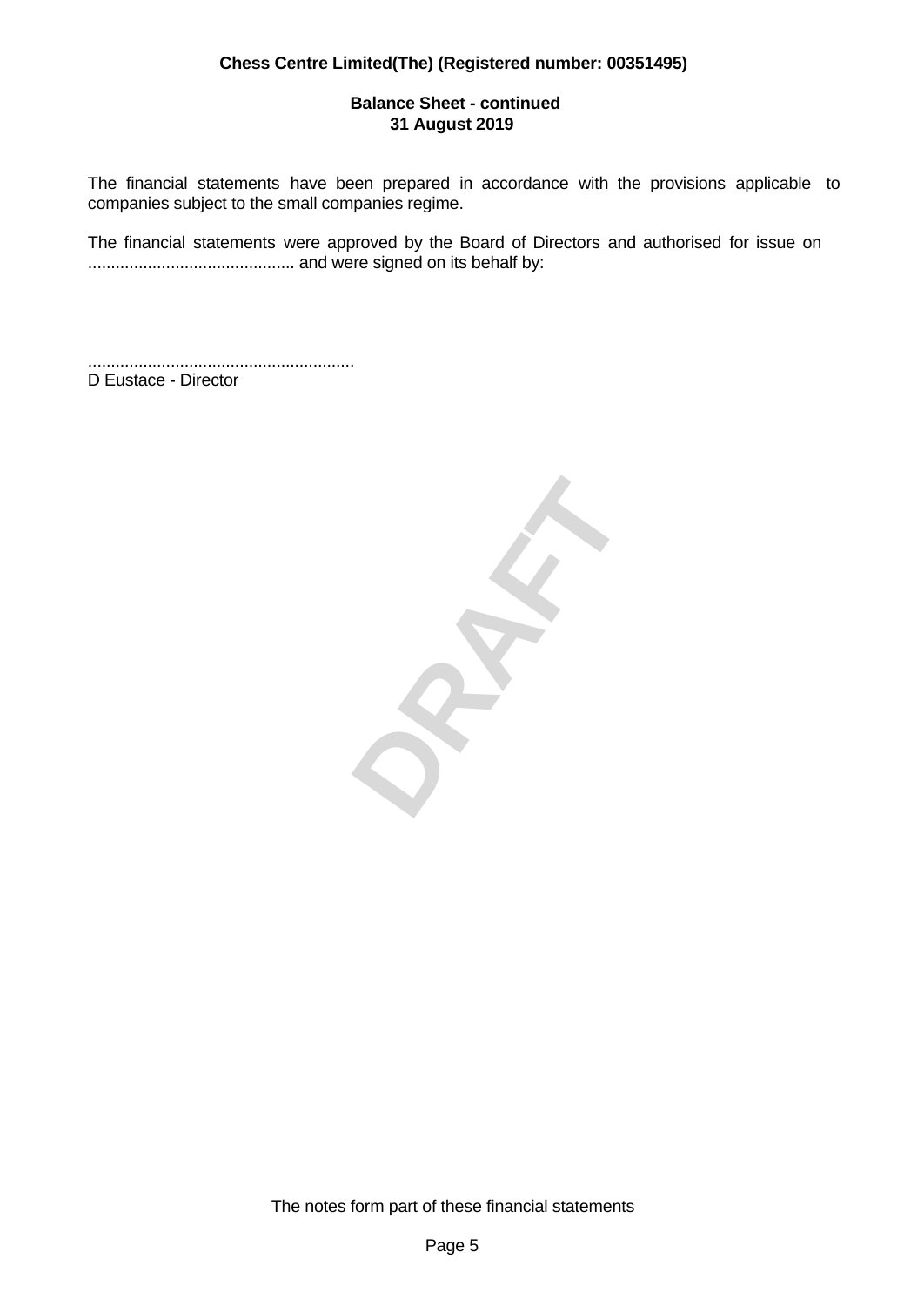**Chess Centre Limited(The) (Registered number: 00351495)**

**Balance Sheet - continued**
**31 August 2019**

The financial statements have been prepared in accordance with the provisions applicable to companies subject to the small companies regime.

The financial statements were approved by the Board of Directors and authorised for issue on ............................................ and were signed on its behalf by:

..........................................................
D Eustace - Director

DRAFT

The notes form part of these financial statements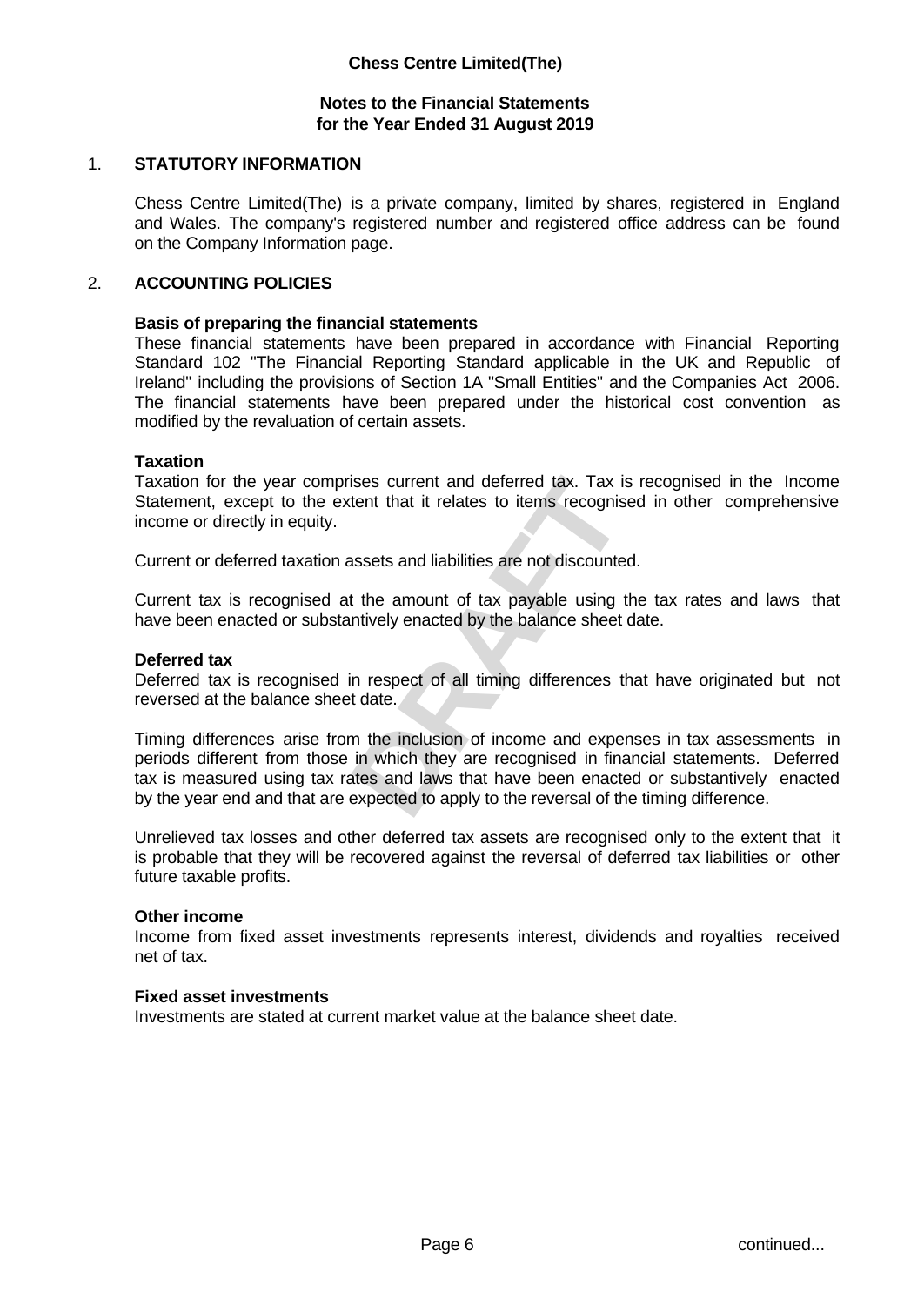**Chess Centre Limited(The)**

**Notes to the Financial Statements**
**for the Year Ended 31 August 2019**

## 1. STATUTORY INFORMATION

Chess Centre Limited(The) is a private company, limited by shares, registered in England and Wales. The company's registered number and registered office address can be found on the Company Information page.

## 2. ACCOUNTING POLICIES

**Basis of preparing the financial statements**
These financial statements have been prepared in accordance with Financial Reporting Standard 102 "The Financial Reporting Standard applicable in the UK and Republic of Ireland" including the provisions of Section 1A "Small Entities" and the Companies Act 2006. The financial statements have been prepared under the historical cost convention as modified by the revaluation of certain assets.

**Taxation**
Taxation for the year comprises current and deferred tax. Tax is recognised in the Income Statement, except to the extent that it relates to items recognised in other comprehensive income or directly in equity.

Current or deferred taxation assets and liabilities are not discounted.

Current tax is recognised at the amount of tax payable using the tax rates and laws that have been enacted or substantively enacted by the balance sheet date.

**Deferred tax**
Deferred tax is recognised in respect of all timing differences that have originated but not reversed at the balance sheet date.

Timing differences arise from the inclusion of income and expenses in tax assessments in periods different from those in which they are recognised in financial statements. Deferred tax is measured using tax rates and laws that have been enacted or substantively enacted by the year end and that are expected to apply to the reversal of the timing difference.

Unrelieved tax losses and other deferred tax assets are recognised only to the extent that it is probable that they will be recovered against the reversal of deferred tax liabilities or other future taxable profits.

**Other income**
Income from fixed asset investments represents interest, dividends and royalties received net of tax.

**Fixed asset investments**
Investments are stated at current market value at the balance sheet date.

continued...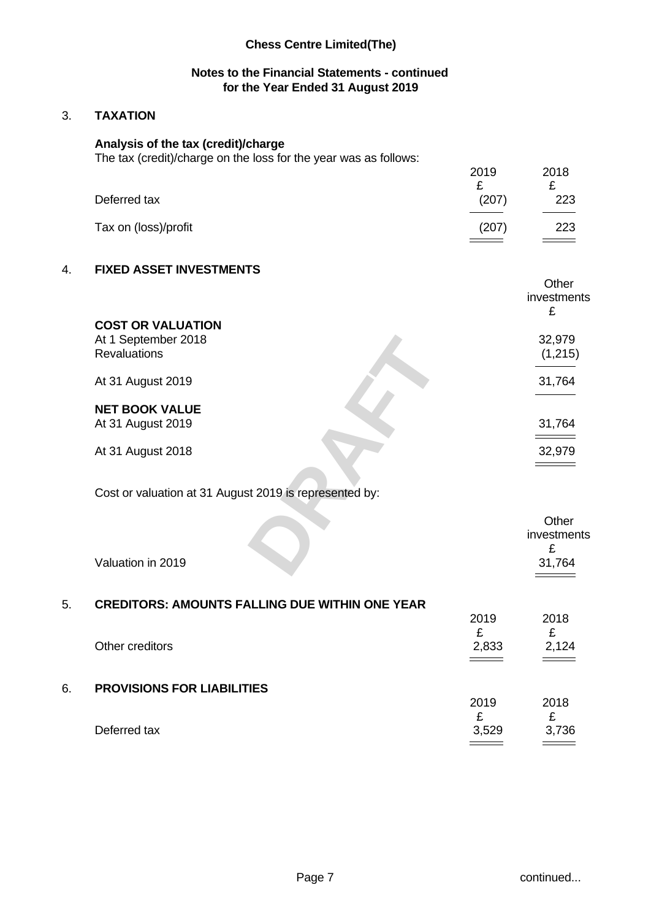**Chess Centre Limited(The)**

**Notes to the Financial Statements - continued**
**for the Year Ended 31 August 2019**

## 3. TAXATION

### Analysis of the tax (credit)/charge

The tax (credit)/charge on the loss for the year was as follows:

| | 2019 | 2018 |
|---|---|---|
| | £ | £ |
| Deferred tax | (207) | 223 |
| Tax on (loss)/profit | (207) | 223 |

## 4. FIXED ASSET INVESTMENTS

| | Other investments |
|---|---|
| | £ |
| **COST OR VALUATION** | |
| At 1 September 2018 | 32,979 |
| Revaluations | (1,215) |
| At 31 August 2019 | 31,764 |
| **NET BOOK VALUE** | |
| At 31 August 2019 | 31,764 |
| At 31 August 2018 | 32,979 |

Cost or valuation at 31 August 2019 is represented by:

| | Other investments |
|---|---|
| | £ |
| Valuation in 2019 | 31,764 |

## 5. CREDITORS: AMOUNTS FALLING DUE WITHIN ONE YEAR

| | 2019 | 2018 |
|---|---|---|
| | £ | £ |
| Other creditors | 2,833 | 2,124 |

## 6. PROVISIONS FOR LIABILITIES

| | 2019 | 2018 |
|---|---|---|
| | £ | £ |
| Deferred tax | 3,529 | 3,736 |

continued...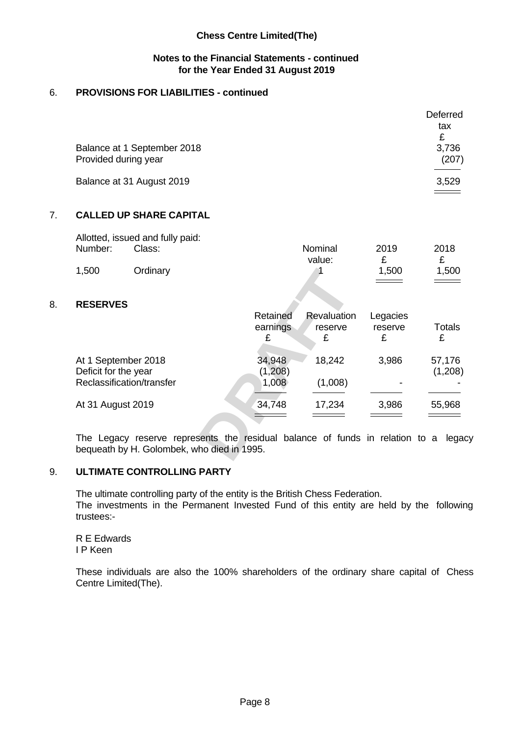## 6. PROVISIONS FOR LIABILITIES - continued

| | Deferred tax £ |
|---|---|
| Balance at 1 September 2018 | 3,736 |
| Provided during year | (207) |
| Balance at 31 August 2019 | 3,529 |

## 7. CALLED UP SHARE CAPITAL

Allotted, issued and fully paid:

| Number: | Class: | Nominal value: | 2019 £ | 2018 £ |
|---|---|---|---|---|
| 1,500 | Ordinary | 1 | 1,500 | 1,500 |

## 8. RESERVES

| | Retained earnings £ | Revaluation reserve £ | Legacies reserve £ | Totals £ |
|---|---|---|---|---|
| At 1 September 2018 | 34,948 | 18,242 | 3,986 | 57,176 |
| Deficit for the year | (1,208) | | | (1,208) |
| Reclassification/transfer | 1,008 | (1,008) | - | - |
| At 31 August 2019 | 34,748 | 17,234 | 3,986 | 55,968 |

The Legacy reserve represents the residual balance of funds in relation to a legacy bequeath by H. Golombek, who died in 1995.

## 9. ULTIMATE CONTROLLING PARTY

The ultimate controlling party of the entity is the British Chess Federation.
The investments in the Permanent Invested Fund of this entity are held by the following trustees:-

R E Edwards
I P Keen

These individuals are also the 100% shareholders of the ordinary share capital of Chess Centre Limited(The).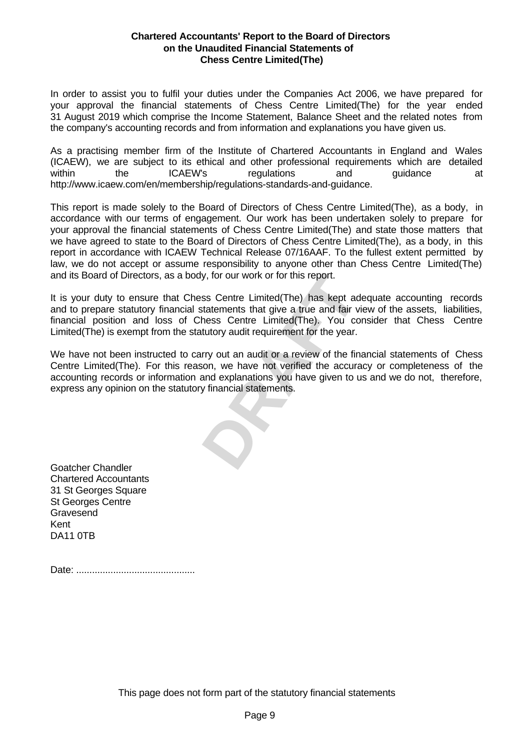**Chartered Accountants' Report to the Board of Directors on the Unaudited Financial Statements of Chess Centre Limited(The)**

In order to assist you to fulfil your duties under the Companies Act 2006, we have prepared for your approval the financial statements of Chess Centre Limited(The) for the year ended 31 August 2019 which comprise the Income Statement, Balance Sheet and the related notes from the company's accounting records and from information and explanations you have given us.

As a practising member firm of the Institute of Chartered Accountants in England and Wales (ICAEW), we are subject to its ethical and other professional requirements which are detailed within the ICAEW's regulations and guidance at http://www.icaew.com/en/membership/regulations-standards-and-guidance.

This report is made solely to the Board of Directors of Chess Centre Limited(The), as a body, in accordance with our terms of engagement. Our work has been undertaken solely to prepare for your approval the financial statements of Chess Centre Limited(The) and state those matters that we have agreed to state to the Board of Directors of Chess Centre Limited(The), as a body, in this report in accordance with ICAEW Technical Release 07/16AAF. To the fullest extent permitted by law, we do not accept or assume responsibility to anyone other than Chess Centre Limited(The) and its Board of Directors, as a body, for our work or for this report.

It is your duty to ensure that Chess Centre Limited(The) has kept adequate accounting records and to prepare statutory financial statements that give a true and fair view of the assets, liabilities, financial position and loss of Chess Centre Limited(The). You consider that Chess Centre Limited(The) is exempt from the statutory audit requirement for the year.

We have not been instructed to carry out an audit or a review of the financial statements of Chess Centre Limited(The). For this reason, we have not verified the accuracy or completeness of the accounting records or information and explanations you have given to us and we do not, therefore, express any opinion on the statutory financial statements.

DRAFT

Goatcher Chandler
Chartered Accountants
31 St Georges Square
St Georges Centre
Gravesend
Kent
DA11 0TB

Date: .............................................

This page does not form part of the statutory financial statements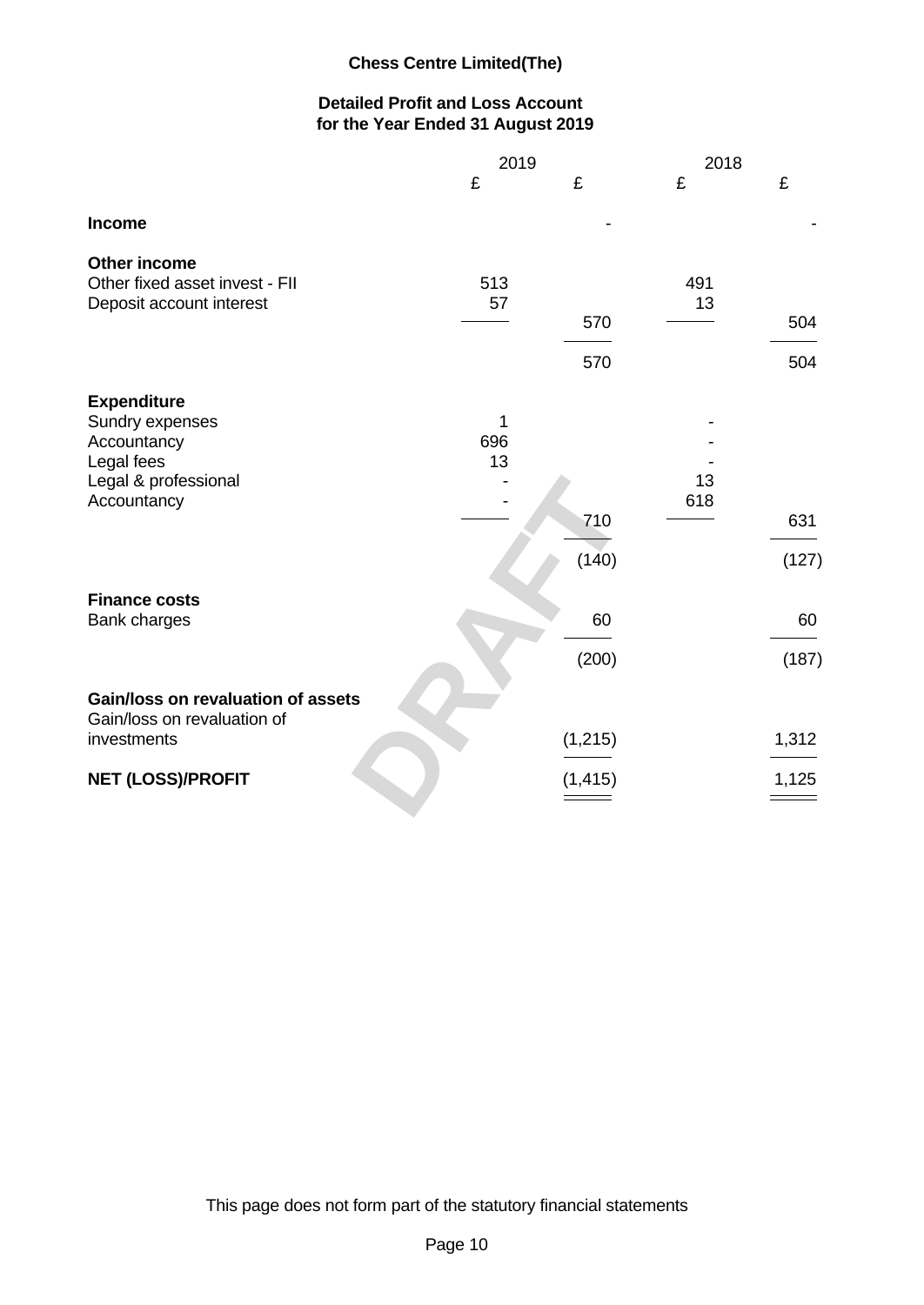**Chess Centre Limited(The)**

**Detailed Profit and Loss Account for the Year Ended 31 August 2019**

| | 2019 | | 2018 | |
|---|---|---|---|---|
| | £ | £ | £ | £ |
| **Income** | | - | | - |
| **Other income** | | | | |
| Other fixed asset invest - FII | 513 | | 491 | |
| Deposit account interest | 57 | | 13 | |
| | | 570 | | 504 |
| | | 570 | | 504 |
| **Expenditure** | | | | |
| Sundry expenses | 1 | | - | |
| Accountancy | 696 | | - | |
| Legal fees | 13 | | - | |
| Legal & professional | - | | 13 | |
| Accountancy | - | | 618 | |
| | | 710 | | 631 |
| | | (140) | | (127) |
| **Finance costs** | | | | |
| Bank charges | | 60 | | 60 |
| | | (200) | | (187) |
| **Gain/loss on revaluation of assets** | | | | |
| Gain/loss on revaluation of investments | | (1,215) | | 1,312 |
| **NET (LOSS)/PROFIT** | | (1,415) | | 1,125 |

DRAFT

This page does not form part of the statutory financial statements